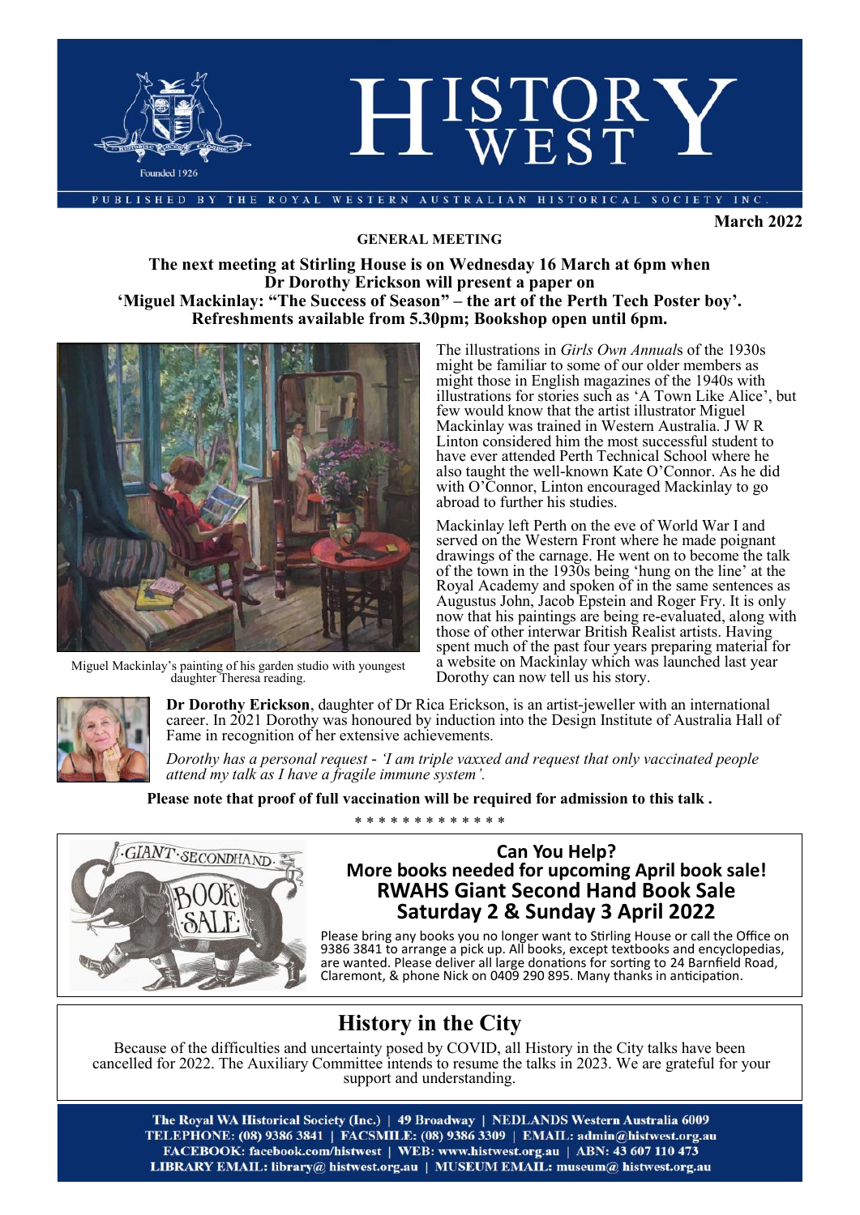# HISTORY WEST

PUBLISHED BY THE ROYAL WESTERN AUSTRALIAN HISTORICAL SOCIETY INC.

Founded 1926

**March 2022**

## GENERAL MEETING

**The next meeting at Stirling House is on Wednesday 16 March at 6pm when Dr Dorothy Erickson will present a paper on 'Miguel Mackinlay: "The Success of Season" – the art of the Perth Tech Poster boy'. Refreshments available from 5.30pm; Bookshop open until 6pm.**

Miguel Mackinlay's painting of his garden studio with youngest daughter Theresa reading.

The illustrations in *Girls Own Annual*s of the 1930s might be familiar to some of our older members as might those in English magazines of the 1940s with illustrations for stories such as 'A Town Like Alice', but few would know that the artist illustrator Miguel Mackinlay was trained in Western Australia. J W R Linton considered him the most successful student to have ever attended Perth Technical School where he also taught the well-known Kate O'Connor. As he did with O'Connor, Linton encouraged Mackinlay to go abroad to further his studies.

Mackinlay left Perth on the eve of World War I and served on the Western Front where he made poignant drawings of the carnage. He went on to become the talk of the town in the 1930s being 'hung on the line' at the Royal Academy and spoken of in the same sentences as Augustus John, Jacob Epstein and Roger Fry. It is only now that his paintings are being re-evaluated, along with those of other interwar British Realist artists. Having spent much of the past four years preparing material for a website on Mackinlay which was launched last year Dorothy can now tell us his story.

**Dr Dorothy Erickson**, daughter of Dr Rica Erickson, is an artist-jeweller with an international career. In 2021 Dorothy was honoured by induction into the Design Institute of Australia Hall of Fame in recognition of her extensive achievements.

*Dorothy has a personal request - 'I am triple vaxxed and request that only vaccinated people attend my talk as I have a fragile immune system'.*

**Please note that proof of full vaccination will be required for admission to this talk .**

\* \* \* \* \* \* \* \* \* \* \* \* \*

GIANT SECONDHAND BOOK SALE

**Can You Help?**
**More books needed for upcoming April book sale!**
**RWAHS Giant Second Hand Book Sale**
**Saturday 2 & Sunday 3 April 2022**

Please bring any books you no longer want to Stirling House or call the Office on 9386 3841 to arrange a pick up. All books, except textbooks and encyclopedias, are wanted. Please deliver all large donations for sorting to 24 Barnfield Road, Claremont, & phone Nick on 0409 290 895. Many thanks in anticipation.

## History in the City

Because of the difficulties and uncertainty posed by COVID, all History in the City talks have been cancelled for 2022. The Auxiliary Committee intends to resume the talks in 2023. We are grateful for your support and understanding.

**The Royal WA Historical Society (Inc.) | 49 Broadway | NEDLANDS Western Australia 6009**
**TELEPHONE: (08) 9386 3841 | FACSMILE: (08) 9386 3309 | EMAIL: admin@histwest.org.au**
**FACEBOOK: facebook.com/histwest | WEB: www.histwest.org.au | ABN: 43 607 110 473**
**LIBRARY EMAIL: library@ histwest.org.au | MUSEUM EMAIL: museum@ histwest.org.au**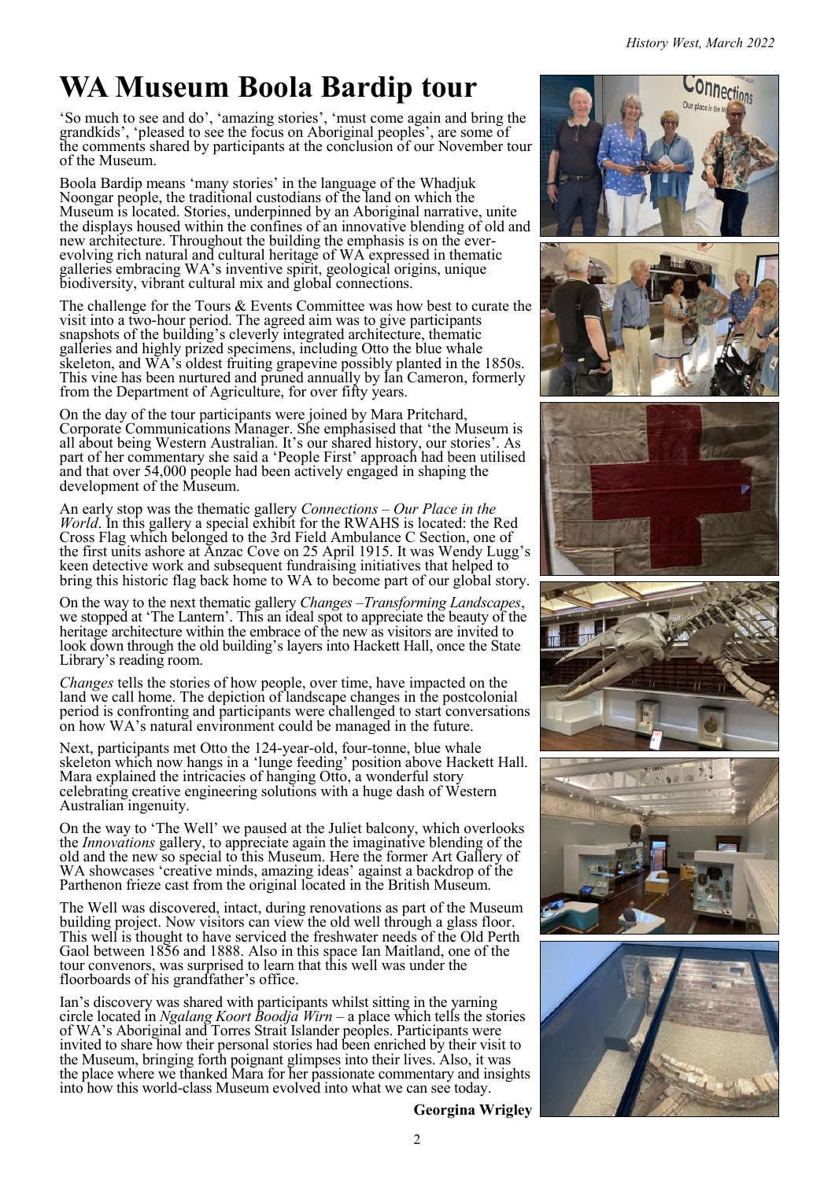# WA Museum Boola Bardip tour

'So much to see and do', 'amazing stories', 'must come again and bring the grandkids', 'pleased to see the focus on Aboriginal peoples', are some of the comments shared by participants at the conclusion of our November tour of the Museum.

Boola Bardip means 'many stories' in the language of the Whadjuk Noongar people, the traditional custodians of the land on which the Museum is located. Stories, underpinned by an Aboriginal narrative, unite the displays housed within the confines of an innovative blending of old and new architecture. Throughout the building the emphasis is on the ever-evolving rich natural and cultural heritage of WA expressed in thematic galleries embracing WA's inventive spirit, geological origins, unique biodiversity, vibrant cultural mix and global connections.

The challenge for the Tours & Events Committee was how best to curate the visit into a two-hour period. The agreed aim was to give participants snapshots of the building's cleverly integrated architecture, thematic galleries and highly prized specimens, including Otto the blue whale skeleton, and WA's oldest fruiting grapevine possibly planted in the 1850s. This vine has been nurtured and pruned annually by Ian Cameron, formerly from the Department of Agriculture, for over fifty years.

On the day of the tour participants were joined by Mara Pritchard, Corporate Communications Manager. She emphasised that 'the Museum is all about being Western Australian. It's our shared history, our stories'. As part of her commentary she said a 'People First' approach had been utilised and that over 54,000 people had been actively engaged in shaping the development of the Museum.

An early stop was the thematic gallery *Connections – Our Place in the World*. In this gallery a special exhibit for the RWAHS is located: the Red Cross Flag which belonged to the 3rd Field Ambulance C Section, one of the first units ashore at Anzac Cove on 25 April 1915. It was Wendy Lugg's keen detective work and subsequent fundraising initiatives that helped to bring this historic flag back home to WA to become part of our global story.

On the way to the next thematic gallery *Changes –Transforming Landscapes*, we stopped at 'The Lantern'. This an ideal spot to appreciate the beauty of the heritage architecture within the embrace of the new as visitors are invited to look down through the old building's layers into Hackett Hall, once the State Library's reading room.

*Changes* tells the stories of how people, over time, have impacted on the land we call home. The depiction of landscape changes in the postcolonial period is confronting and participants were challenged to start conversations on how WA's natural environment could be managed in the future.

Next, participants met Otto the 124-year-old, four-tonne, blue whale skeleton which now hangs in a 'lunge feeding' position above Hackett Hall. Mara explained the intricacies of hanging Otto, a wonderful story celebrating creative engineering solutions with a huge dash of Western Australian ingenuity.

On the way to 'The Well' we paused at the Juliet balcony, which overlooks the *Innovations* gallery, to appreciate again the imaginative blending of the old and the new so special to this Museum. Here the former Art Gallery of WA showcases 'creative minds, amazing ideas' against a backdrop of the Parthenon frieze cast from the original located in the British Museum.

The Well was discovered, intact, during renovations as part of the Museum building project. Now visitors can view the old well through a glass floor. This well is thought to have serviced the freshwater needs of the Old Perth Gaol between 1856 and 1888. Also in this space Ian Maitland, one of the tour convenors, was surprised to learn that this well was under the floorboards of his grandfather's office.

Ian's discovery was shared with participants whilst sitting in the yarning circle located in *Ngalang Koort Boodja Wirn* – a place which tells the stories of WA's Aboriginal and Torres Strait Islander peoples. Participants were invited to share how their personal stories had been enriched by their visit to the Museum, bringing forth poignant glimpses into their lives. Also, it was the place where we thanked Mara for her passionate commentary and insights into how this world-class Museum evolved into what we can see today.

**Georgina Wrigley**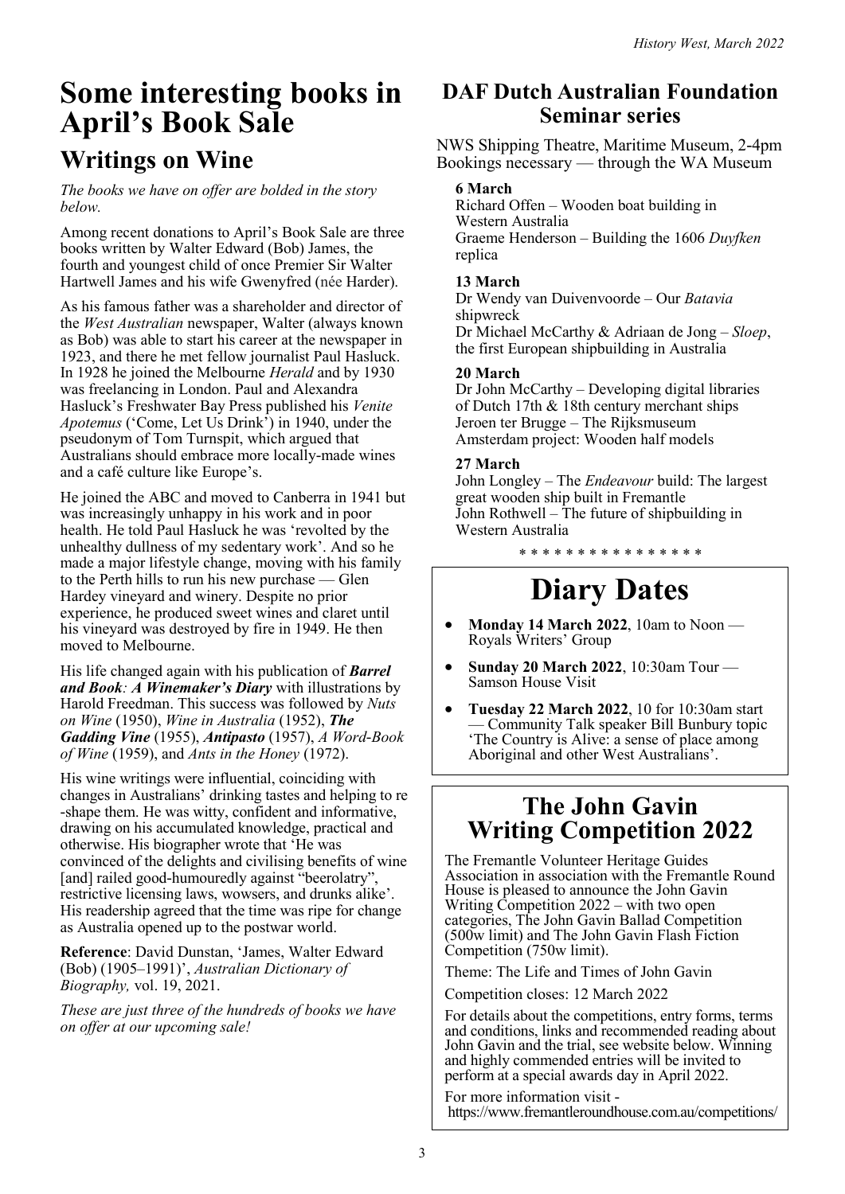// ... existing code ...
# Some interesting books in April's Book Sale

## Writings on Wine

*The books we have on offer are bolded in the story below.*

Among recent donations to April's Book Sale are three books written by Walter Edward (Bob) James, the fourth and youngest child of once Premier Sir Walter Hartwell James and his wife Gwenyfred (née Harder).

As his famous father was a shareholder and director of the *West Australian* newspaper, Walter (always known as Bob) was able to start his career at the newspaper in 1923, and there he met fellow journalist Paul Hasluck. In 1928 he joined the Melbourne *Herald* and by 1930 was freelancing in London. Paul and Alexandra Hasluck's Freshwater Bay Press published his *Venite Apotemus* ('Come, Let Us Drink') in 1940, under the pseudonym of Tom Turnspit, which argued that Australians should embrace more locally-made wines and a café culture like Europe's.

He joined the ABC and moved to Canberra in 1941 but was increasingly unhappy in his work and in poor health. He told Paul Hasluck he was 'revolted by the unhealthy dullness of my sedentary work'. And so he made a major lifestyle change, moving with his family to the Perth hills to run his new purchase — Glen Hardey vineyard and winery. Despite no prior experience, he produced sweet wines and claret until his vineyard was destroyed by fire in 1949. He then moved to Melbourne.

His life changed again with his publication of ***Barrel and Book: A Winemaker's Diary*** with illustrations by Harold Freedman. This success was followed by *Nuts on Wine* (1950), *Wine in Australia* (1952), ***The Gadding Vine*** (1955), ***Antipasto*** (1957), *A Word-Book of Wine* (1959), and *Ants in the Honey* (1972).

His wine writings were influential, coinciding with changes in Australians' drinking tastes and helping to re-shape them. He was witty, confident and informative, drawing on his accumulated knowledge, practical and otherwise. His biographer wrote that 'He was convinced of the delights and civilising benefits of wine [and] railed good-humouredly against "beerolatry", restrictive licensing laws, wowsers, and drunks alike'. His readership agreed that the time was ripe for change as Australia opened up to the postwar world.

**Reference**: David Dunstan, 'James, Walter Edward (Bob) (1905–1991)', *Australian Dictionary of Biography,* vol. 19, 2021.

*These are just three of the hundreds of books we have on offer at our upcoming sale!*

## DAF Dutch Australian Foundation Seminar series

NWS Shipping Theatre, Maritime Museum, 2-4pm
Bookings necessary — through the WA Museum

**6 March**
Richard Offen – Wooden boat building in Western Australia
Graeme Henderson – Building the 1606 *Duyfken* replica

**13 March**
Dr Wendy van Duivenvoorde – Our *Batavia* shipwreck
Dr Michael McCarthy & Adriaan de Jong – *Sloep*, the first European shipbuilding in Australia

**20 March**
Dr John McCarthy – Developing digital libraries of Dutch 17th & 18th century merchant ships
Jeroen ter Brugge – The Rijksmuseum Amsterdam project: Wooden half models

**27 March**
John Longley – The *Endeavour* build: The largest great wooden ship built in Fremantle
John Rothwell – The future of shipbuilding in Western Australia

* * * * * * * * * * * * * * * *

# Diary Dates

- **Monday 14 March 2022**, 10am to Noon — Royals Writers' Group
- **Sunday 20 March 2022**, 10:30am Tour — Samson House Visit
- **Tuesday 22 March 2022**, 10 for 10:30am start — Community Talk speaker Bill Bunbury topic 'The Country is Alive: a sense of place among Aboriginal and other West Australians'.

# The John Gavin Writing Competition 2022

The Fremantle Volunteer Heritage Guides Association in association with the Fremantle Round House is pleased to announce the John Gavin Writing Competition 2022 – with two open categories, The John Gavin Ballad Competition (500w limit) and The John Gavin Flash Fiction Competition (750w limit).

Theme: The Life and Times of John Gavin

Competition closes: 12 March 2022

For details about the competitions, entry forms, terms and conditions, links and recommended reading about John Gavin and the trial, see website below. Winning and highly commended entries will be invited to perform at a special awards day in April 2022.

For more information visit - https://www.fremantleroundhouse.com.au/competitions/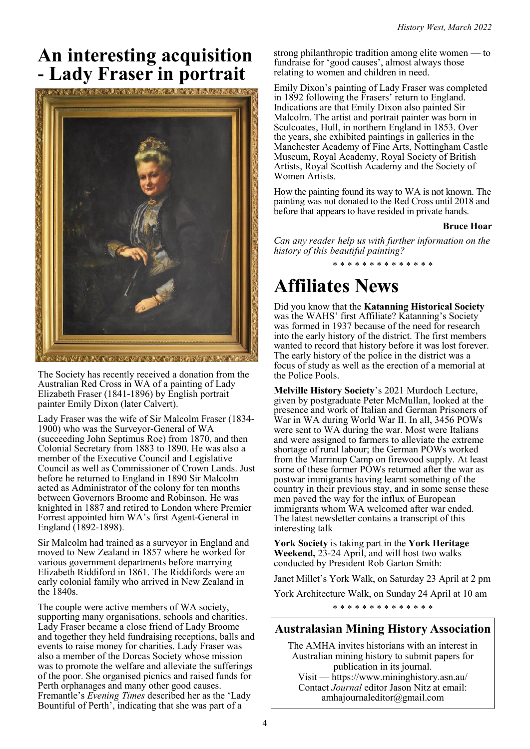# An interesting acquisition - Lady Fraser in portrait

The Society has recently received a donation from the Australian Red Cross in WA of a painting of Lady Elizabeth Fraser (1841-1896) by English portrait painter Emily Dixon (later Calvert).

Lady Fraser was the wife of Sir Malcolm Fraser (1834-1900) who was the Surveyor-General of WA (succeeding John Septimus Roe) from 1870, and then Colonial Secretary from 1883 to 1890. He was also a member of the Executive Council and Legislative Council as well as Commissioner of Crown Lands. Just before he returned to England in 1890 Sir Malcolm acted as Administrator of the colony for ten months between Governors Broome and Robinson. He was knighted in 1887 and retired to London where Premier Forrest appointed him WA's first Agent-General in England (1892-1898).

Sir Malcolm had trained as a surveyor in England and moved to New Zealand in 1857 where he worked for various government departments before marrying Elizabeth Riddiford in 1861. The Riddifords were an early colonial family who arrived in New Zealand in the 1840s.

The couple were active members of WA society, supporting many organisations, schools and charities. Lady Fraser became a close friend of Lady Broome and together they held fundraising receptions, balls and events to raise money for charities. Lady Fraser was also a member of the Dorcas Society whose mission was to promote the welfare and alleviate the sufferings of the poor. She organised picnics and raised funds for Perth orphanages and many other good causes. Fremantle's *Evening Times* described her as the 'Lady Bountiful of Perth', indicating that she was part of a strong philanthropic tradition among elite women — to fundraise for 'good causes', almost always those relating to women and children in need.

Emily Dixon's painting of Lady Fraser was completed in 1892 following the Frasers' return to England. Indications are that Emily Dixon also painted Sir Malcolm. The artist and portrait painter was born in Sculcoates, Hull, in northern England in 1853. Over the years, she exhibited paintings in galleries in the Manchester Academy of Fine Arts, Nottingham Castle Museum, Royal Academy, Royal Society of British Artists, Royal Scottish Academy and the Society of Women Artists.

How the painting found its way to WA is not known. The painting was not donated to the Red Cross until 2018 and before that appears to have resided in private hands.

**Bruce Hoar**

*Can any reader help us with further information on the history of this beautiful painting?*

\* \* \* \* \* \* \* \* \* \* \* \* \* \*

# Affiliates News

Did you know that the **Katanning Historical Society** was the WAHS' first Affiliate? Katanning's Society was formed in 1937 because of the need for research into the early history of the district. The first members wanted to record that history before it was lost forever. The early history of the police in the district was a focus of study as well as the erection of a memorial at the Police Pools.

**Melville History Society**'s 2021 Murdoch Lecture, given by postgraduate Peter McMullan, looked at the presence and work of Italian and German Prisoners of War in WA during World War II. In all, 3456 POWs were sent to WA during the war. Most were Italians and were assigned to farmers to alleviate the extreme shortage of rural labour; the German POWs worked from the Marrinup Camp on firewood supply. At least some of these former POWs returned after the war as postwar immigrants having learnt something of the country in their previous stay, and in some sense these men paved the way for the influx of European immigrants whom WA welcomed after war ended. The latest newsletter contains a transcript of this interesting talk

**York Society** is taking part in the **York Heritage Weekend,** 23-24 April, and will host two walks conducted by President Rob Garton Smith:

Janet Millet's York Walk, on Saturday 23 April at 2 pm

York Architecture Walk, on Sunday 24 April at 10 am

\* \* \* \* \* \* \* \* \* \* \* \* \* \*

## Australasian Mining History Association

The AMHA invites historians with an interest in Australian mining history to submit papers for publication in its journal.
Visit — https://www.mininghistory.asn.au/
Contact *Journal* editor Jason Nitz at email: amhajournaleditor@gmail.com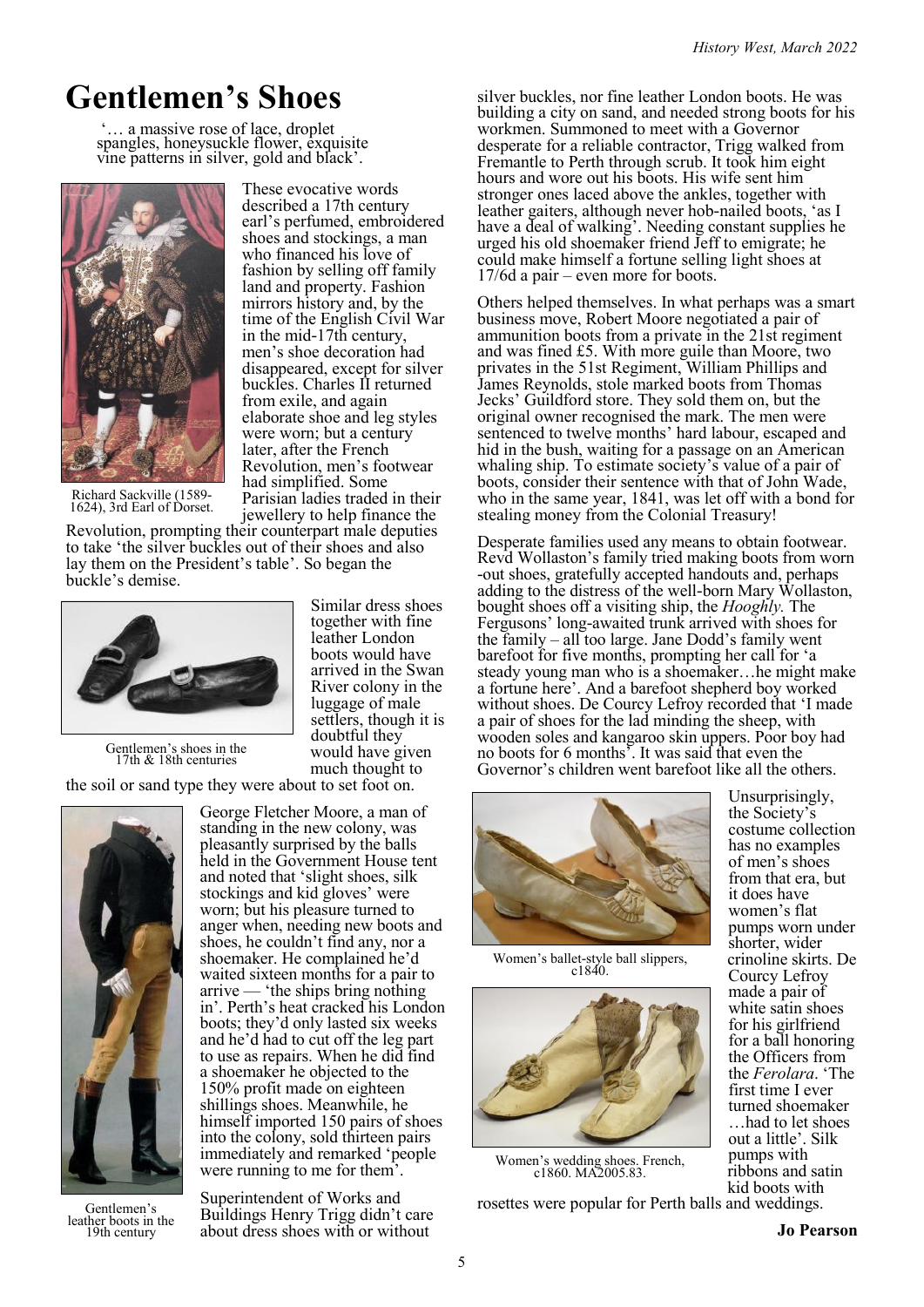# Gentlemen's Shoes

'… a massive rose of lace, droplet spangles, honeysuckle flower, exquisite vine patterns in silver, gold and black'.

Richard Sackville (1589-1624), 3rd Earl of Dorset.

These evocative words described a 17th century earl's perfumed, embroidered shoes and stockings, a man who financed his love of fashion by selling off family land and property. Fashion mirrors history and, by the time of the English Civil War in the mid-17th century, men's shoe decoration had disappeared, except for silver buckles. Charles II returned from exile, and again elaborate shoe and leg styles were worn; but a century later, after the French Revolution, men's footwear had simplified. Some Parisian ladies traded in their jewellery to help finance the Revolution, prompting their counterpart male deputies to take 'the silver buckles out of their shoes and also lay them on the President's table'. So began the buckle's demise.

Gentlemen's shoes in the 17th & 18th centuries

Similar dress shoes together with fine leather London boots would have arrived in the Swan River colony in the luggage of male settlers, though it is doubtful they would have given much thought to the soil or sand type they were about to set foot on.

Gentlemen's leather boots in the 19th century

George Fletcher Moore, a man of standing in the new colony, was pleasantly surprised by the balls held in the Government House tent and noted that 'slight shoes, silk stockings and kid gloves' were worn; but his pleasure turned to anger when, needing new boots and shoes, he couldn't find any, nor a shoemaker. He complained he'd waited sixteen months for a pair to arrive — 'the ships bring nothing in'. Perth's heat cracked his London boots; they'd only lasted six weeks and he'd had to cut off the leg part to use as repairs. When he did find a shoemaker he objected to the 150% profit made on eighteen shillings shoes. Meanwhile, he himself imported 150 pairs of shoes into the colony, sold thirteen pairs immediately and remarked 'people were running to me for them'.

Superintendent of Works and Buildings Henry Trigg didn't care about dress shoes with or without silver buckles, nor fine leather London boots. He was building a city on sand, and needed strong boots for his workmen. Summoned to meet with a Governor desperate for a reliable contractor, Trigg walked from Fremantle to Perth through scrub. It took him eight hours and wore out his boots. His wife sent him stronger ones laced above the ankles, together with leather gaiters, although never hob-nailed boots, 'as I have a deal of walking'. Needing constant supplies he urged his old shoemaker friend Jeff to emigrate; he could make himself a fortune selling light shoes at 17/6d a pair – even more for boots.

Others helped themselves. In what perhaps was a smart business move, Robert Moore negotiated a pair of ammunition boots from a private in the 21st regiment and was fined £5. With more guile than Moore, two privates in the 51st Regiment, William Phillips and James Reynolds, stole marked boots from Thomas Jecks' Guildford store. They sold them on, but the original owner recognised the mark. The men were sentenced to twelve months' hard labour, escaped and hid in the bush, waiting for a passage on an American whaling ship. To estimate society's value of a pair of boots, consider their sentence with that of John Wade, who in the same year, 1841, was let off with a bond for stealing money from the Colonial Treasury!

Desperate families used any means to obtain footwear. Revd Wollaston's family tried making boots from worn-out shoes, gratefully accepted handouts and, perhaps adding to the distress of the well-born Mary Wollaston, bought shoes off a visiting ship, the *Hooghly.* The Fergusons' long-awaited trunk arrived with shoes for the family – all too large. Jane Dodd's family went barefoot for five months, prompting her call for 'a steady young man who is a shoemaker…he might make a fortune here'. And a barefoot shepherd boy worked without shoes. De Courcy Lefroy recorded that 'I made a pair of shoes for the lad minding the sheep, with wooden soles and kangaroo skin uppers. Poor boy had no boots for 6 months'. It was said that even the Governor's children went barefoot like all the others.

Women's ballet-style ball slippers, c1840.

Women's wedding shoes. French, c1860. MA2005.83.

Unsurprisingly, the Society's costume collection has no examples of men's shoes from that era, but it does have women's flat pumps worn under shorter, wider crinoline skirts. De Courcy Lefroy made a pair of white satin shoes for his girlfriend for a ball honoring the Officers from the *Ferolara*. 'The first time I ever turned shoemaker …had to let shoes out a little'. Silk pumps with ribbons and satin kid boots with rosettes were popular for Perth balls and weddings.

**Jo Pearson**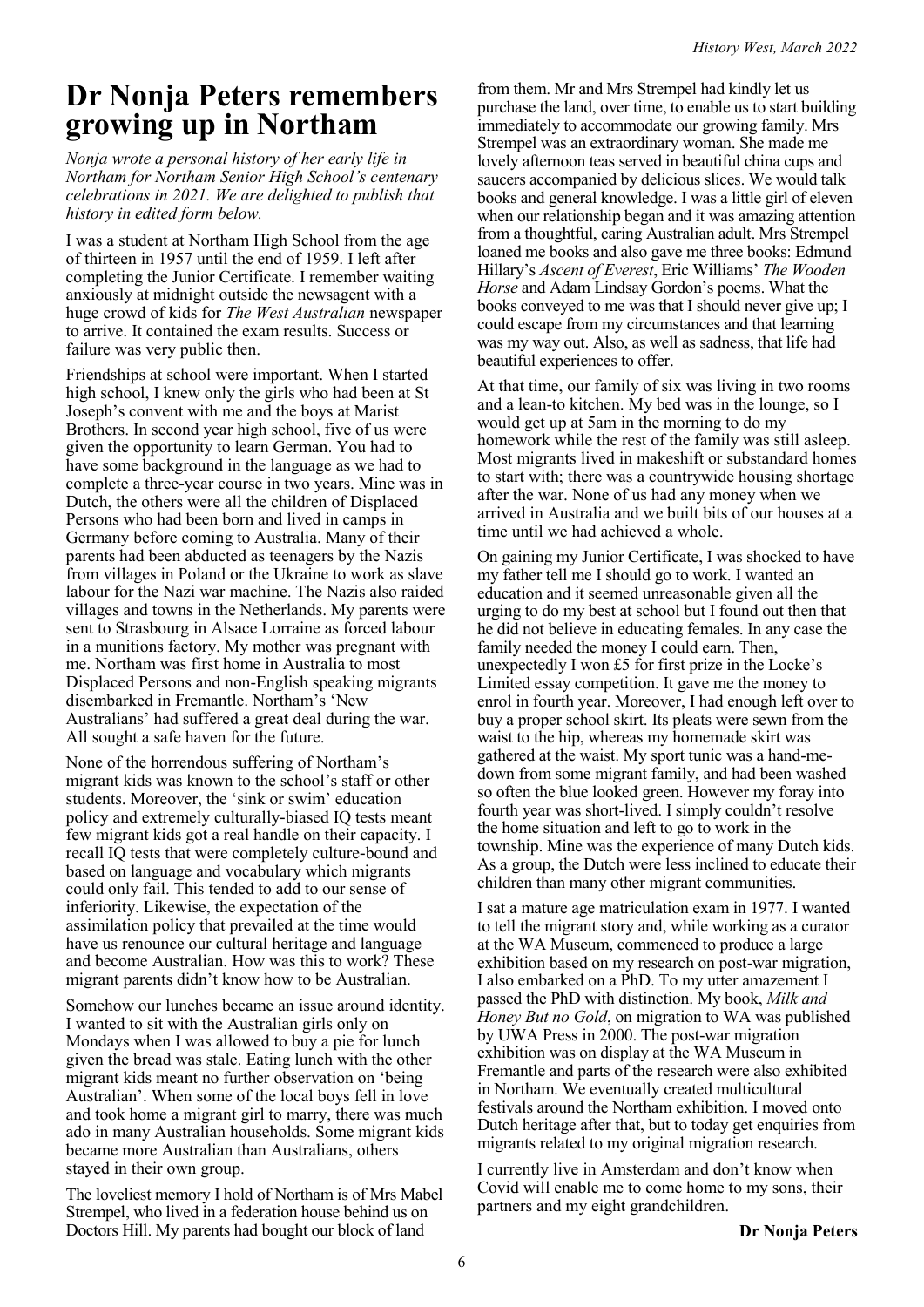# Dr Nonja Peters remembers growing up in Northam

*Nonja wrote a personal history of her early life in Northam for Northam Senior High School's centenary celebrations in 2021. We are delighted to publish that history in edited form below.*

I was a student at Northam High School from the age of thirteen in 1957 until the end of 1959. I left after completing the Junior Certificate. I remember waiting anxiously at midnight outside the newsagent with a huge crowd of kids for *The West Australian* newspaper to arrive. It contained the exam results. Success or failure was very public then.

Friendships at school were important. When I started high school, I knew only the girls who had been at St Joseph's convent with me and the boys at Marist Brothers. In second year high school, five of us were given the opportunity to learn German. You had to have some background in the language as we had to complete a three-year course in two years. Mine was in Dutch, the others were all the children of Displaced Persons who had been born and lived in camps in Germany before coming to Australia. Many of their parents had been abducted as teenagers by the Nazis from villages in Poland or the Ukraine to work as slave labour for the Nazi war machine. The Nazis also raided villages and towns in the Netherlands. My parents were sent to Strasbourg in Alsace Lorraine as forced labour in a munitions factory. My mother was pregnant with me. Northam was first home in Australia to most Displaced Persons and non-English speaking migrants disembarked in Fremantle. Northam's 'New Australians' had suffered a great deal during the war. All sought a safe haven for the future.

None of the horrendous suffering of Northam's migrant kids was known to the school's staff or other students. Moreover, the 'sink or swim' education policy and extremely culturally-biased IQ tests meant few migrant kids got a real handle on their capacity. I recall IQ tests that were completely culture-bound and based on language and vocabulary which migrants could only fail. This tended to add to our sense of inferiority. Likewise, the expectation of the assimilation policy that prevailed at the time would have us renounce our cultural heritage and language and become Australian. How was this to work? These migrant parents didn't know how to be Australian.

Somehow our lunches became an issue around identity. I wanted to sit with the Australian girls only on Mondays when I was allowed to buy a pie for lunch given the bread was stale. Eating lunch with the other migrant kids meant no further observation on 'being Australian'. When some of the local boys fell in love and took home a migrant girl to marry, there was much ado in many Australian households. Some migrant kids became more Australian than Australians, others stayed in their own group.

The loveliest memory I hold of Northam is of Mrs Mabel Strempel, who lived in a federation house behind us on Doctors Hill. My parents had bought our block of land from them. Mr and Mrs Strempel had kindly let us purchase the land, over time, to enable us to start building immediately to accommodate our growing family. Mrs Strempel was an extraordinary woman. She made me lovely afternoon teas served in beautiful china cups and saucers accompanied by delicious slices. We would talk books and general knowledge. I was a little girl of eleven when our relationship began and it was amazing attention from a thoughtful, caring Australian adult. Mrs Strempel loaned me books and also gave me three books: Edmund Hillary's *Ascent of Everest*, Eric Williams' *The Wooden Horse* and Adam Lindsay Gordon's poems. What the books conveyed to me was that I should never give up; I could escape from my circumstances and that learning was my way out. Also, as well as sadness, that life had beautiful experiences to offer.

At that time, our family of six was living in two rooms and a lean-to kitchen. My bed was in the lounge, so I would get up at 5am in the morning to do my homework while the rest of the family was still asleep. Most migrants lived in makeshift or substandard homes to start with; there was a countrywide housing shortage after the war. None of us had any money when we arrived in Australia and we built bits of our houses at a time until we had achieved a whole.

On gaining my Junior Certificate, I was shocked to have my father tell me I should go to work. I wanted an education and it seemed unreasonable given all the urging to do my best at school but I found out then that he did not believe in educating females. In any case the family needed the money I could earn. Then, unexpectedly I won £5 for first prize in the Locke's Limited essay competition. It gave me the money to enrol in fourth year. Moreover, I had enough left over to buy a proper school skirt. Its pleats were sewn from the waist to the hip, whereas my homemade skirt was gathered at the waist. My sport tunic was a hand-me-down from some migrant family, and had been washed so often the blue looked green. However my foray into fourth year was short-lived. I simply couldn't resolve the home situation and left to go to work in the township. Mine was the experience of many Dutch kids. As a group, the Dutch were less inclined to educate their children than many other migrant communities.

I sat a mature age matriculation exam in 1977. I wanted to tell the migrant story and, while working as a curator at the WA Museum, commenced to produce a large exhibition based on my research on post-war migration, I also embarked on a PhD. To my utter amazement I passed the PhD with distinction. My book, *Milk and Honey But no Gold*, on migration to WA was published by UWA Press in 2000. The post-war migration exhibition was on display at the WA Museum in Fremantle and parts of the research were also exhibited in Northam. We eventually created multicultural festivals around the Northam exhibition. I moved onto Dutch heritage after that, but to today get enquiries from migrants related to my original migration research.

I currently live in Amsterdam and don't know when Covid will enable me to come home to my sons, their partners and my eight grandchildren.

**Dr Nonja Peters**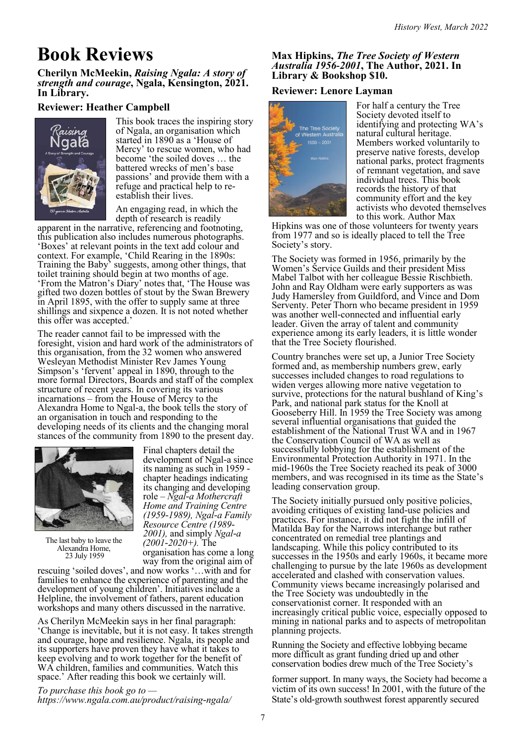# Book Reviews

**Cherilyn McMeekin, *Raising Ngala: A story of strength and courage*, Ngala, Kensington, 2021. In Library.**

**Reviewer: Heather Campbell**

This book traces the inspiring story of Ngala, an organisation which started in 1890 as a 'House of Mercy' to rescue women, who had become 'the soiled doves … the battered wrecks of men's base passions' and provide them with a refuge and practical help to re-establish their lives.

An engaging read, in which the depth of research is readily apparent in the narrative, referencing and footnoting, this publication also includes numerous photographs. 'Boxes' at relevant points in the text add colour and context. For example, 'Child Rearing in the 1890s: Training the Baby' suggests, among other things, that toilet training should begin at two months of age. 'From the Matron's Diary' notes that, 'The House was gifted two dozen bottles of stout by the Swan Brewery in April 1895, with the offer to supply same at three shillings and sixpence a dozen. It is not noted whether this offer was accepted.'

The reader cannot fail to be impressed with the foresight, vision and hard work of the administrators of this organisation, from the 32 women who answered Wesleyan Methodist Minister Rev James Young Simpson's 'fervent' appeal in 1890, through to the more formal Directors, Boards and staff of the complex structure of recent years. In covering its various incarnations – from the House of Mercy to the Alexandra Home to Ngal-a, the book tells the story of an organisation in touch and responding to the developing needs of its clients and the changing moral stances of the community from 1890 to the present day.

The last baby to leave the Alexandra Home, 23 July 1959

Final chapters detail the development of Ngal-a since its naming as such in 1959 - chapter headings indicating its changing and developing role – *Ngal-a Mothercraft Home and Training Centre (1959-1989), Ngal-a Family Resource Centre (1989-2001),* and simply *Ngal-a (2001-2020+).* The organisation has come a long way from the original aim of rescuing 'soiled doves', and now works '…with and for families to enhance the experience of parenting and the development of young children'. Initiatives include a Helpline, the involvement of fathers, parent education workshops and many others discussed in the narrative.

As Cherilyn McMeekin says in her final paragraph: 'Change is inevitable, but it is not easy. It takes strength and courage, hope and resilience. Ngala, its people and its supporters have proven they have what it takes to keep evolving and to work together for the benefit of WA children, families and communities. Watch this space.' After reading this book we certainly will.

*To purchase this book go to — https://www.ngala.com.au/product/raising-ngala/*

**Max Hipkins, *The Tree Society of Western Australia 1956-2001*, The Author, 2021. In Library & Bookshop $10.**

**Reviewer: Lenore Layman**

For half a century the Tree Society devoted itself to identifying and protecting WA's natural cultural heritage. Members worked voluntarily to preserve native forests, develop national parks, protect fragments of remnant vegetation, and save individual trees. This book records the history of that community effort and the key activists who devoted themselves to this work. Author Max Hipkins was one of those volunteers for twenty years from 1977 and so is ideally placed to tell the Tree Society's story.

The Society was formed in 1956, primarily by the Women's Service Guilds and their president Miss Mabel Talbot with her colleague Bessie Rischbieth. John and Ray Oldham were early supporters as was Judy Hamersley from Guildford, and Vince and Dom Serventy. Peter Thorn who became president in 1959 was another well-connected and influential early leader. Given the array of talent and community experience among its early leaders, it is little wonder that the Tree Society flourished.

Country branches were set up, a Junior Tree Society formed and, as membership numbers grew, early successes included changes to road regulations to widen verges allowing more native vegetation to survive, protections for the natural bushland of King's Park, and national park status for the Knoll at Gooseberry Hill. In 1959 the Tree Society was among several influential organisations that guided the establishment of the National Trust WA and in 1967 the Conservation Council of WA as well as successfully lobbying for the establishment of the Environmental Protection Authority in 1971. In the mid-1960s the Tree Society reached its peak of 3000 members, and was recognised in its time as the State's leading conservation group.

The Society initially pursued only positive policies, avoiding critiques of existing land-use policies and practices. For instance, it did not fight the infill of Matilda Bay for the Narrows interchange but rather concentrated on remedial tree plantings and landscaping. While this policy contributed to its successes in the 1950s and early 1960s, it became more challenging to pursue by the late 1960s as development accelerated and clashed with conservation values. Community views became increasingly polarised and the Tree Society was undoubtedly in the conservationist corner. It responded with an increasingly critical public voice, especially opposed to mining in national parks and to aspects of metropolitan planning projects.

Running the Society and effective lobbying became more difficult as grant funding dried up and other conservation bodies drew much of the Tree Society's former support. In many ways, the Society had become a victim of its own success! In 2001, with the future of the State's old-growth southwest forest apparently secured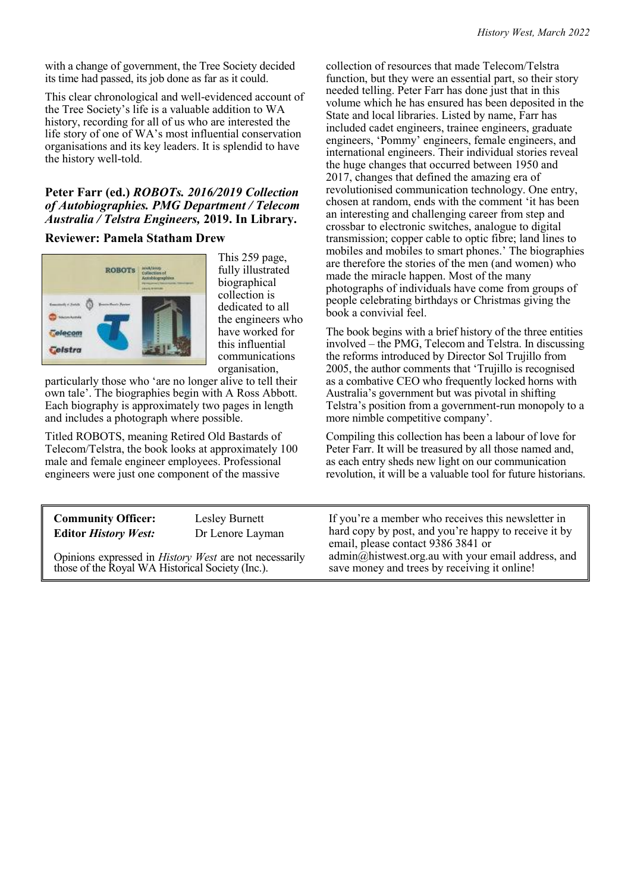with a change of government, the Tree Society decided its time had passed, its job done as far as it could.

This clear chronological and well-evidenced account of the Tree Society's life is a valuable addition to WA history, recording for all of us who are interested the life story of one of WA's most influential conservation organisations and its key leaders. It is splendid to have the history well-told.

### Peter Farr (ed.) *ROBOTs. 2016/2019 Collection of Autobiographies. PMG Department / Telecom Australia / Telstra Engineers,* 2019. In Library.

**Reviewer: Pamela Statham Drew**

This 259 page, fully illustrated biographical collection is dedicated to all the engineers who have worked for this influential communications organisation, particularly those who 'are no longer alive to tell their own tale'. The biographies begin with A Ross Abbott. Each biography is approximately two pages in length and includes a photograph where possible.

Titled ROBOTS, meaning Retired Old Bastards of Telecom/Telstra, the book looks at approximately 100 male and female engineer employees. Professional engineers were just one component of the massive collection of resources that made Telecom/Telstra function, but they were an essential part, so their story needed telling. Peter Farr has done just that in this volume which he has ensured has been deposited in the State and local libraries. Listed by name, Farr has included cadet engineers, trainee engineers, graduate engineers, 'Pommy' engineers, female engineers, and international engineers. Their individual stories reveal the huge changes that occurred between 1950 and 2017, changes that defined the amazing era of revolutionised communication technology. One entry, chosen at random, ends with the comment 'it has been an interesting and challenging career from step and crossbar to electronic switches, analogue to digital transmission; copper cable to optic fibre; land lines to mobiles and mobiles to smart phones.' The biographies are therefore the stories of the men (and women) who made the miracle happen. Most of the many photographs of individuals have come from groups of people celebrating birthdays or Christmas giving the book a convivial feel.

The book begins with a brief history of the three entities involved – the PMG, Telecom and Telstra. In discussing the reforms introduced by Director Sol Trujillo from 2005, the author comments that 'Trujillo is recognised as a combative CEO who frequently locked horns with Australia's government but was pivotal in shifting Telstra's position from a government-run monopoly to a more nimble competitive company'.

Compiling this collection has been a labour of love for Peter Farr. It will be treasured by all those named and, as each entry sheds new light on our communication revolution, it will be a valuable tool for future historians.

---

**Community Officer:** Lesley Burnett
**Editor *History West:*** Dr Lenore Layman

Opinions expressed in *History West* are not necessarily those of the Royal WA Historical Society (Inc.).

If you're a member who receives this newsletter in hard copy by post, and you're happy to receive it by email, please contact 9386 3841 or admin@histwest.org.au with your email address, and save money and trees by receiving it online!